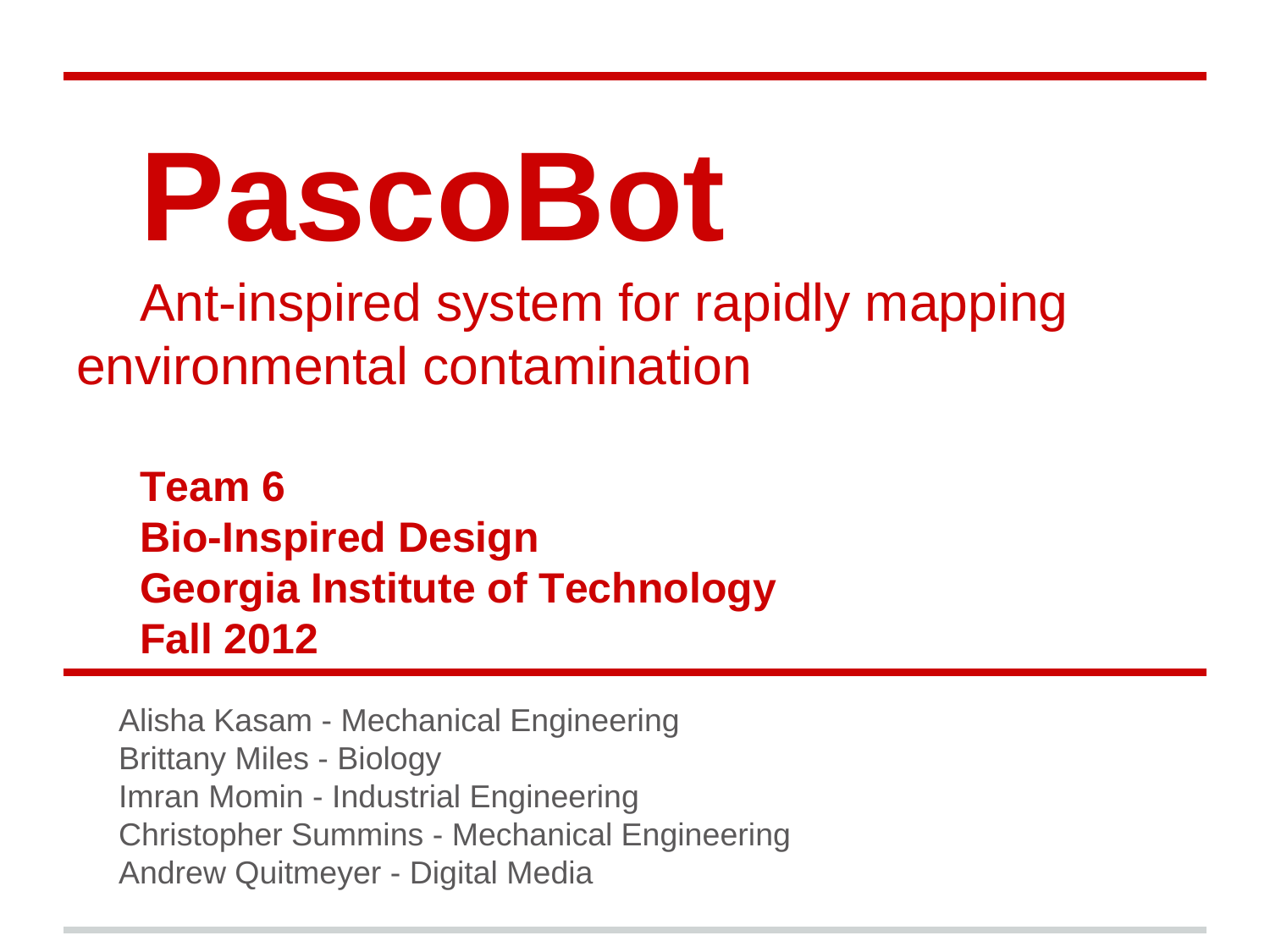# PascoBot

## Ant-inspired system for rapidly mapping environmental contamination

**Team 6**
**Bio-Inspired Design**
**Georgia Institute of Technology**
**Fall 2012**

Alisha Kasam - Mechanical Engineering
Brittany Miles - Biology
Imran Momin - Industrial Engineering
Christopher Summins - Mechanical Engineering
Andrew Quitmeyer - Digital Media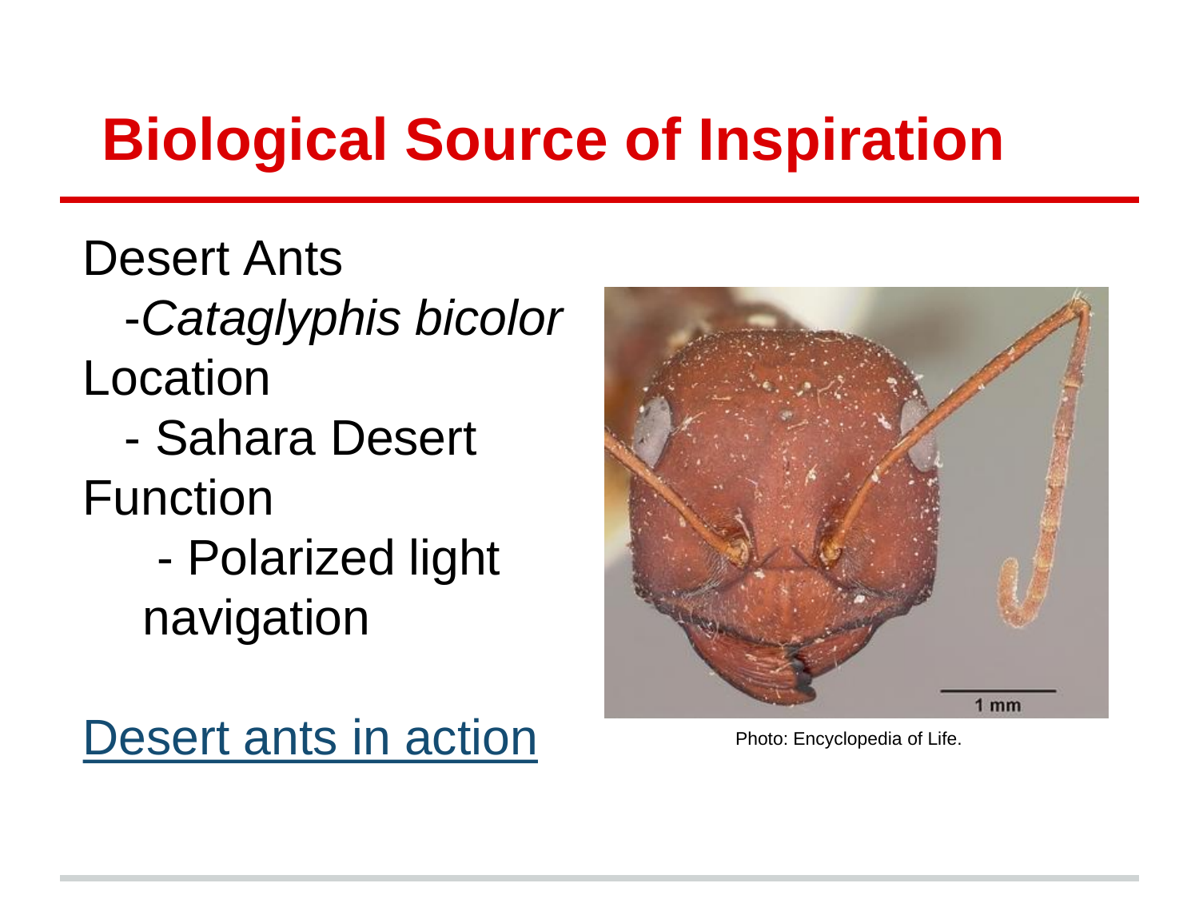# Biological Source of Inspiration

Desert Ants

- *Cataglyphis bicolor*

Location

- Sahara Desert

Function

- Polarized light navigation

Desert ants in action

Photo: Encyclopedia of Life.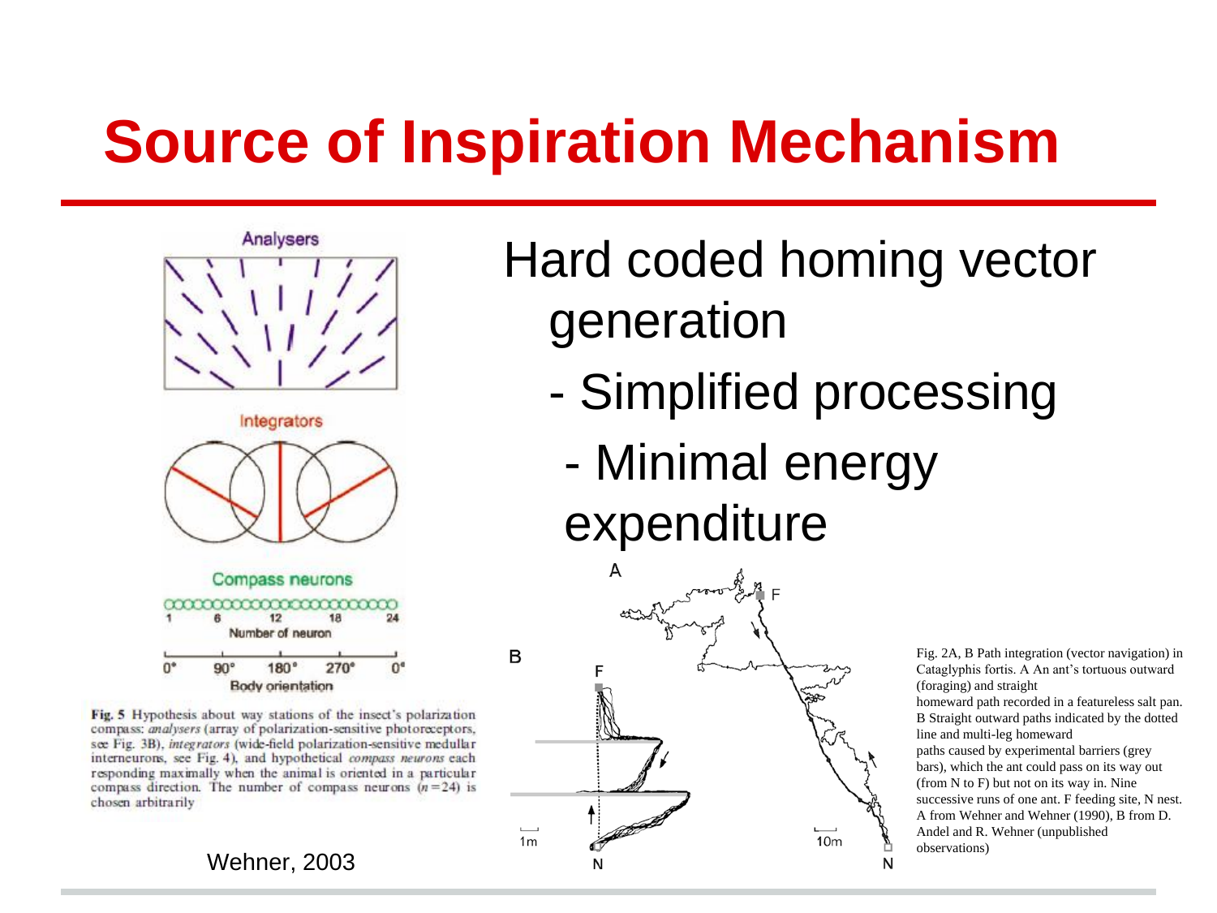# Source of Inspiration Mechanism

Analysers

Integrators

Compass neurons

1 6 12 18 24

Number of neuron

0° 90° 180° 270° 0°

Body orientation

**Fig. 5** Hypothesis about way stations of the insect's polarization compass: *analysers* (array of polarization-sensitive photoreceptors, see Fig. 3B), *integrators* (wide-field polarization-sensitive medullar interneurons, see Fig. 4), and hypothetical *compass neurons* each responding maximally when the animal is oriented in a particular compass direction. The number of compass neurons ($n = 24$) is chosen arbitrarily

Wehner, 2003

Hard coded homing vector generation

- Simplified processing
- Minimal energy expenditure

A

F

B

F

1m

N

10m

N

Fig. 2A, B Path integration (vector navigation) in Cataglyphis fortis. A An ant's tortuous outward (foraging) and straight homeward path recorded in a featureless salt pan. B Straight outward paths indicated by the dotted line and multi-leg homeward paths caused by experimental barriers (grey bars), which the ant could pass on its way out (from N to F) but not on its way in. Nine successive runs of one ant. F feeding site, N nest. A from Wehner and Wehner (1990), B from D. Andel and R. Wehner (unpublished observations)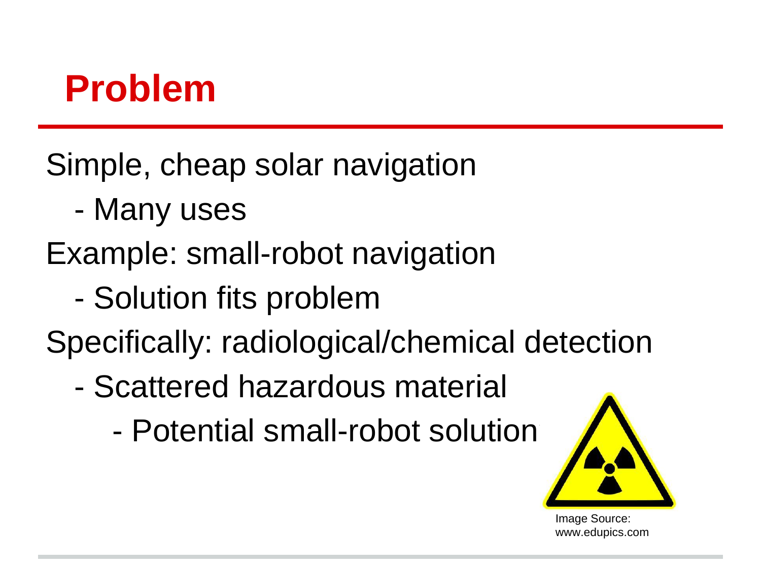# Problem

Simple, cheap solar navigation

- Many uses

Example: small-robot navigation

- Solution fits problem

Specifically: radiological/chemical detection

- Scattered hazardous material
  - Potential small-robot solution

Image Source: www.edupics.com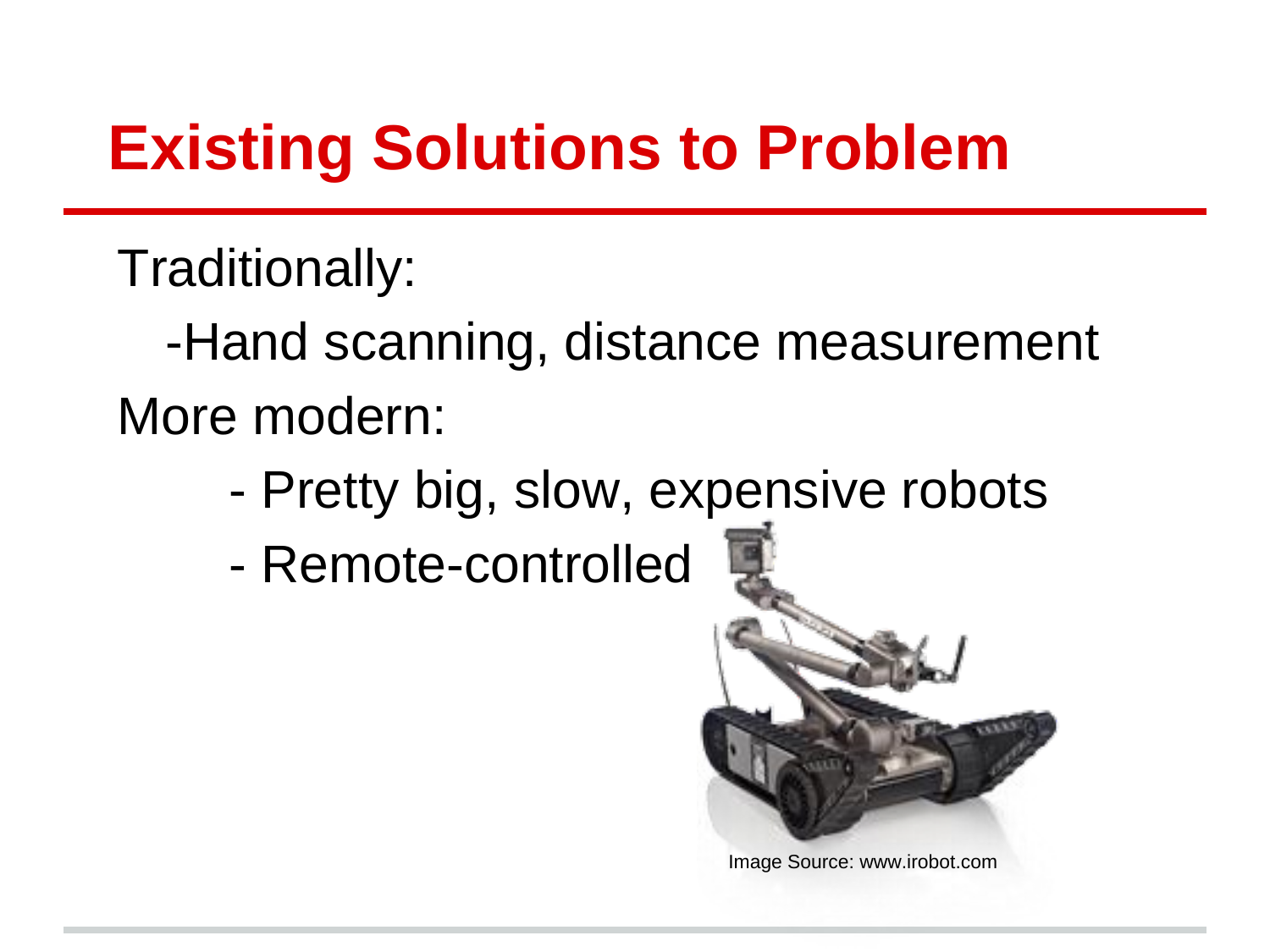# Existing Solutions to Problem

Traditionally:

- Hand scanning, distance measurement

More modern:

- Pretty big, slow, expensive robots
- Remote-controlled

Image Source: www.irobot.com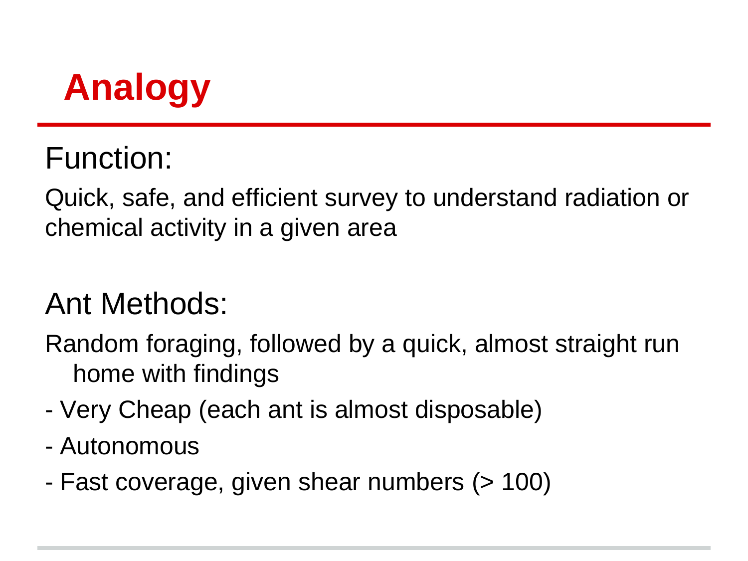# Analogy

## Function:

Quick, safe, and efficient survey to understand radiation or chemical activity in a given area

## Ant Methods:

Random foraging, followed by a quick, almost straight run home with findings

- Very Cheap (each ant is almost disposable)
- Autonomous
- Fast coverage, given shear numbers (> 100)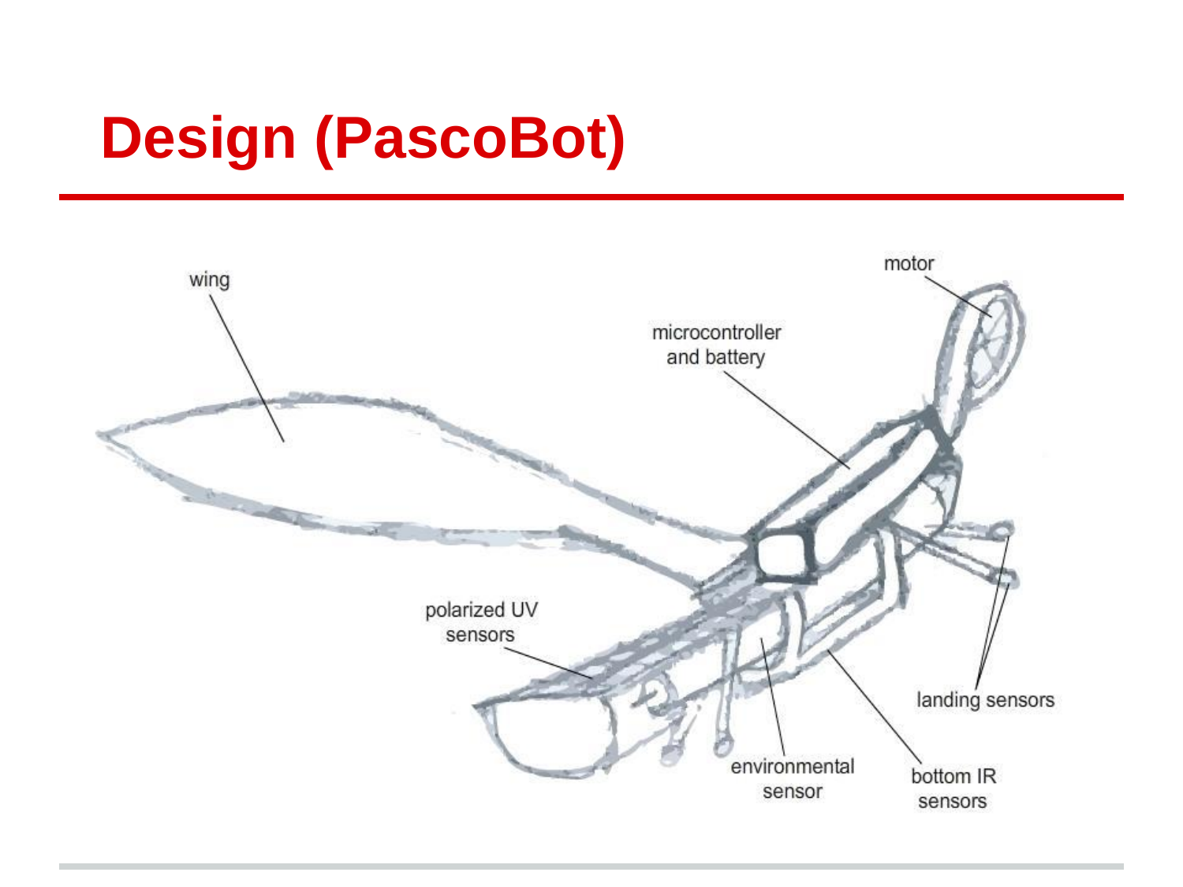# Design (PascoBot)

wing

motor

microcontroller and battery

polarized UV sensors

landing sensors

environmental sensor

bottom IR sensors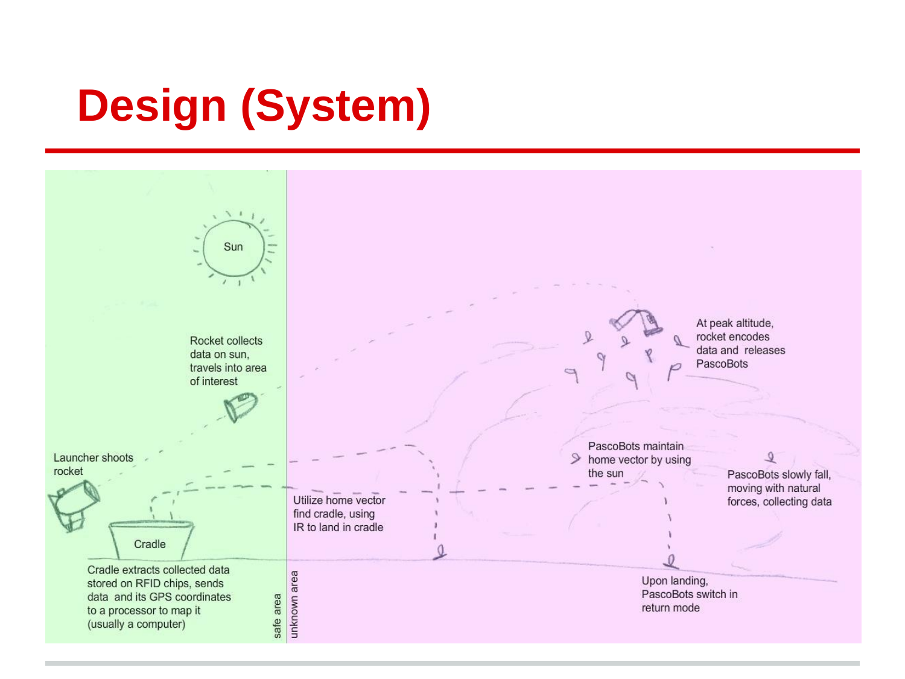# Design (System)

Sun

Rocket collects data on sun, travels into area of interest

Launcher shoots rocket

Cradle

Cradle extracts collected data stored on RFID chips, sends data and its GPS coordinates to a processor to map it (usually a computer)

safe area

unknown area

Utilize home vector find cradle, using IR to land in cradle

At peak altitude, rocket encodes data and releases PascoBots

PascoBots maintain home vector by using the sun

PascoBots slowly fall, moving with natural forces, collecting data

Upon landing, PascoBots switch in return mode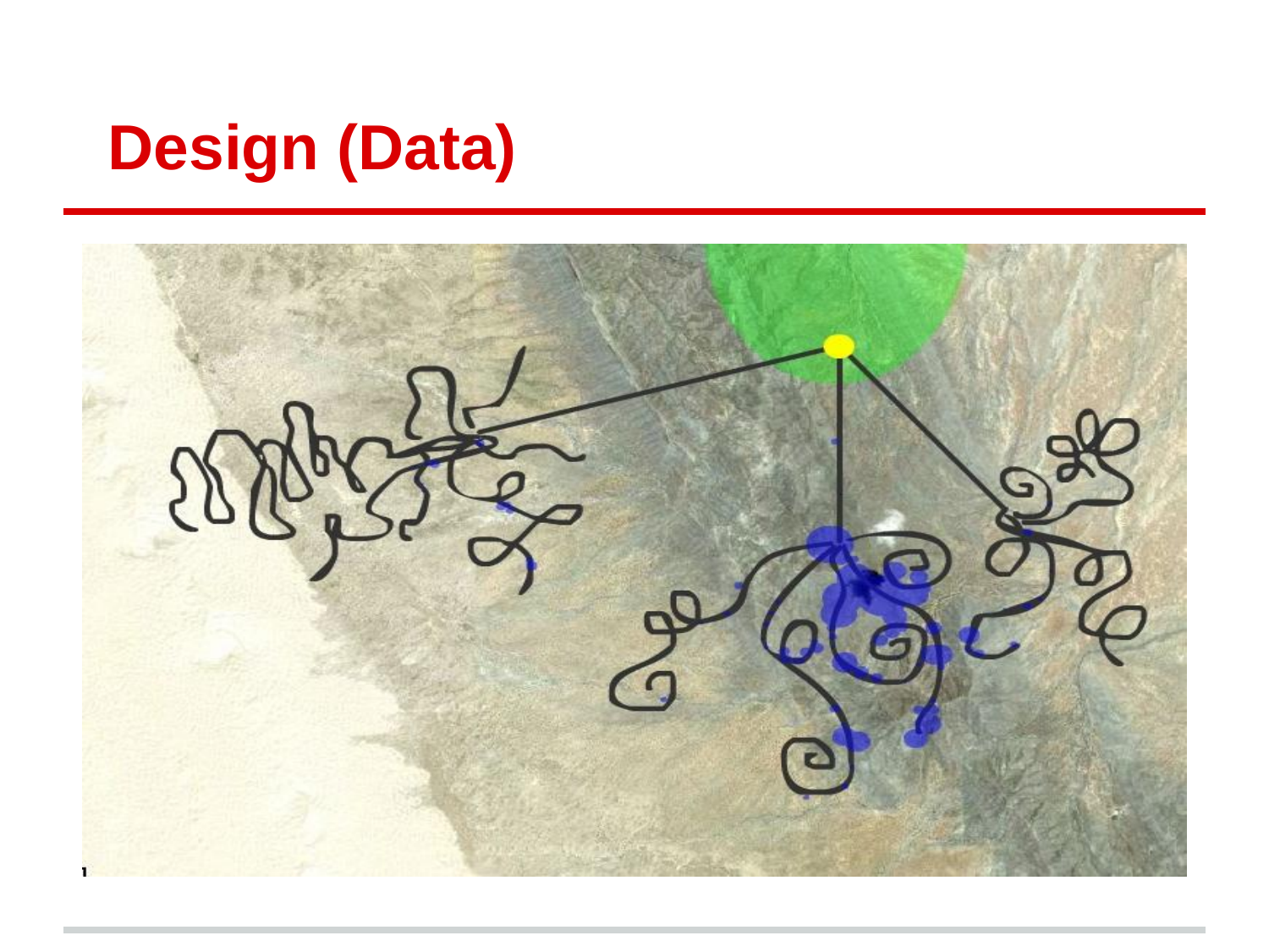# Design (Data)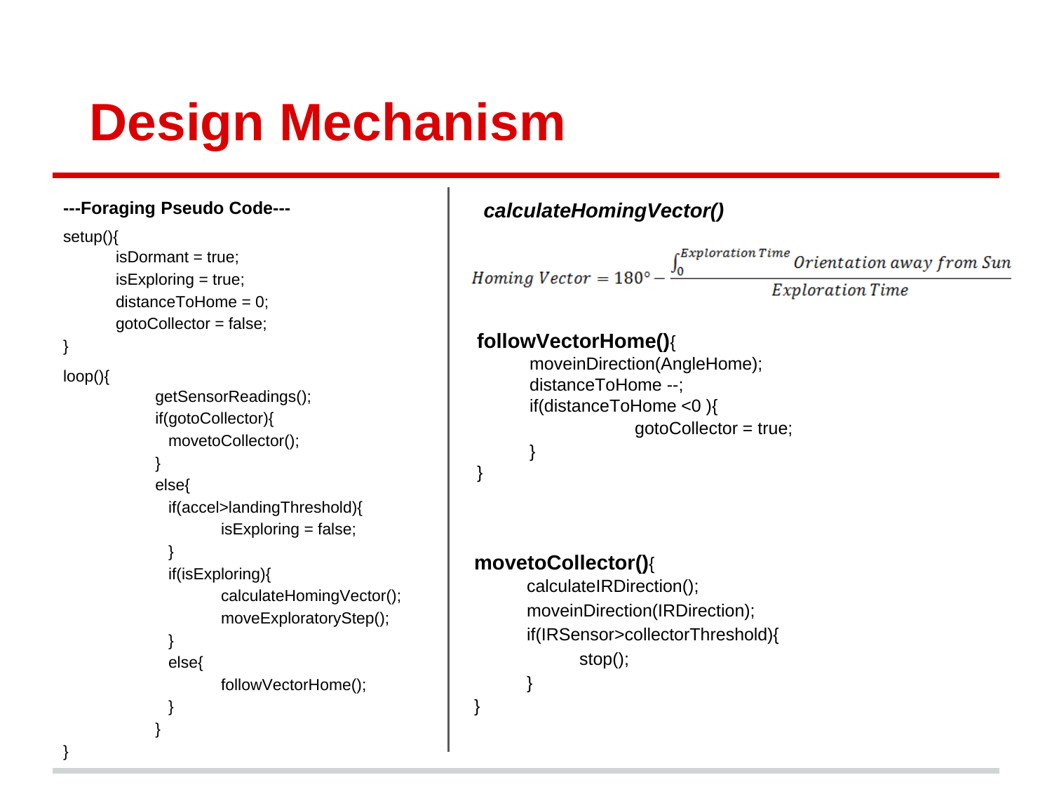# Design Mechanism

**---Foraging Pseudo Code---**

```
setup(){
        isDormant = true;
        isExploring = true;
        distanceToHome = 0;
        gotoCollector = false;
}
loop(){
            getSensorReadings();
            if(gotoCollector){
              movetoCollector();
            }
            else{
              if(accel>landingThreshold){
                      isExploring = false;
              }
              if(isExploring){
                      calculateHomingVector();
                      moveExploratoryStep();
              }
              else{
                      followVectorHome();
              }
            }
}
```

***calculateHomingVector()***

$$Homing\ Vector = 180° - \frac{\int_0^{Exploration\ Time} Orientation\ away\ from\ Sun}{Exploration\ Time}$$

**followVectorHome()**

```
followVectorHome(){
        moveinDirection(AngleHome);
        distanceToHome --;
        if(distanceToHome <0 ){
                    gotoCollector = true;
        }
}
```

**movetoCollector()**

```
movetoCollector(){
        calculateIRDirection();
        moveinDirection(IRDirection);
        if(IRSensor>collectorThreshold){
              stop();
        }
}
```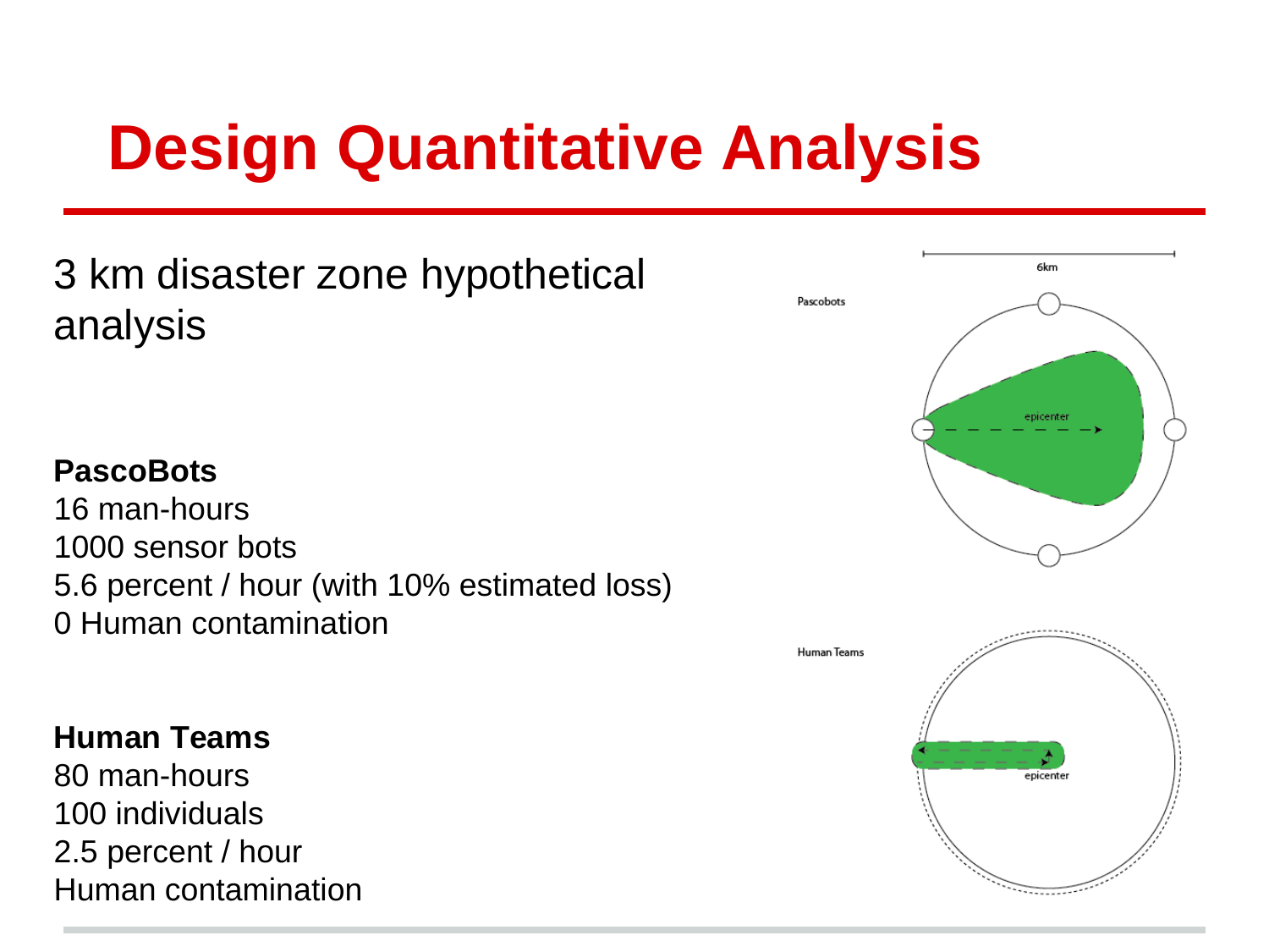# Design Quantitative Analysis

3 km disaster zone hypothetical analysis

**PascoBots**
16 man-hours
1000 sensor bots
5.6 percent / hour (with 10% estimated loss)
0 Human contamination

**Human Teams**
80 man-hours
100 individuals
2.5 percent / hour
Human contamination

6km

Pascobots

epicenter

Human Teams

epicenter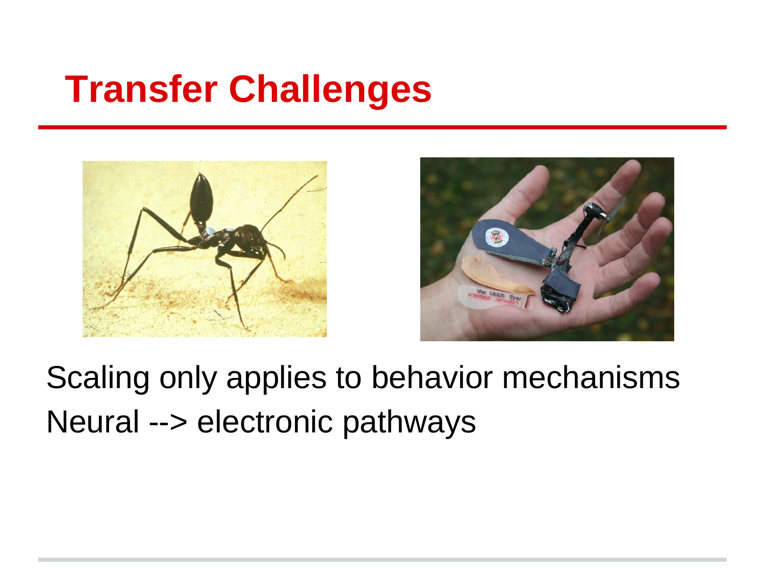# Transfer Challenges

Scaling only applies to behavior mechanisms

Neural --> electronic pathways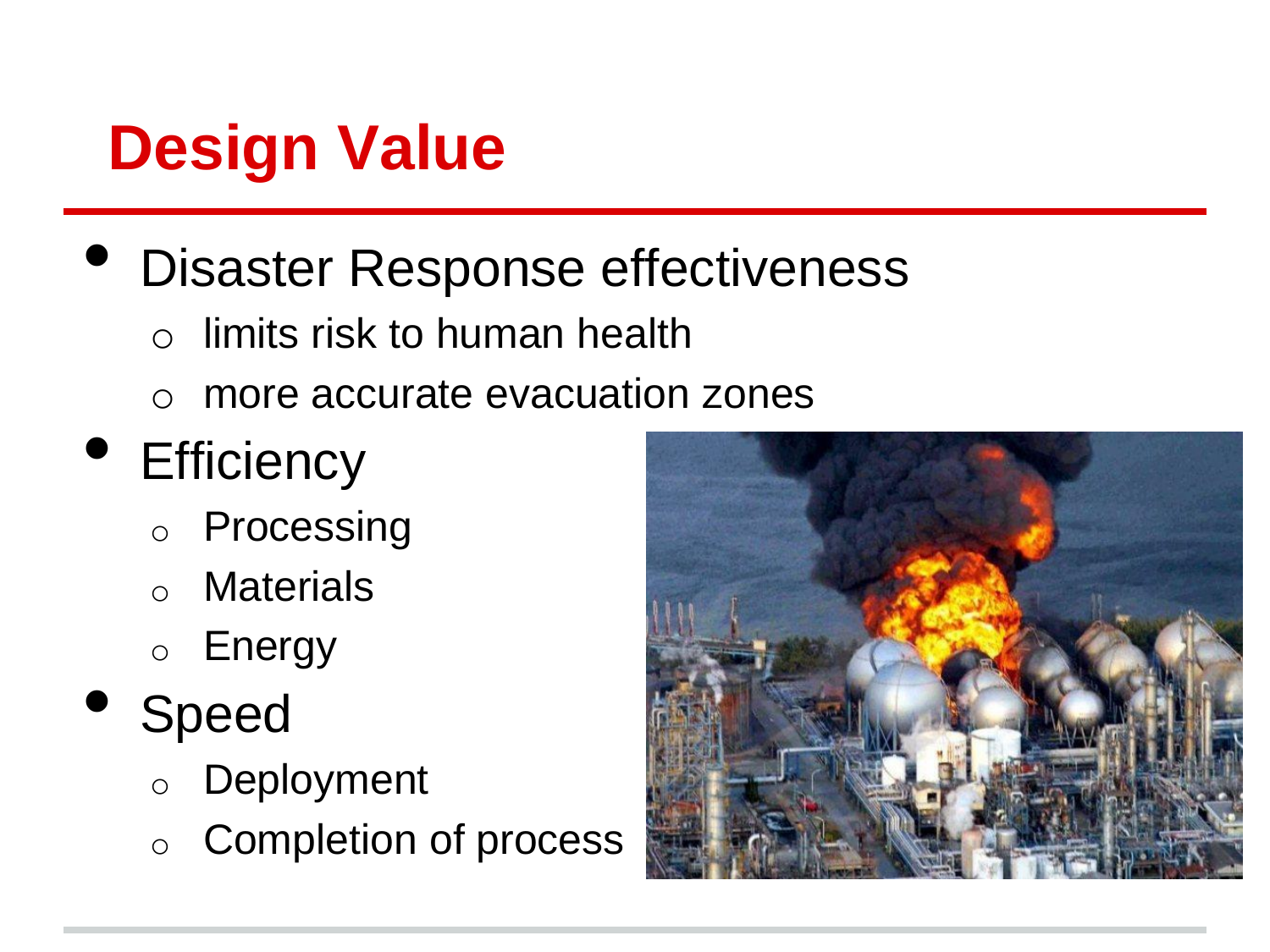# Design Value

- Disaster Response effectiveness
  - limits risk to human health
  - more accurate evacuation zones
- Efficiency
  - Processing
  - Materials
  - Energy
- Speed
  - Deployment
  - Completion of process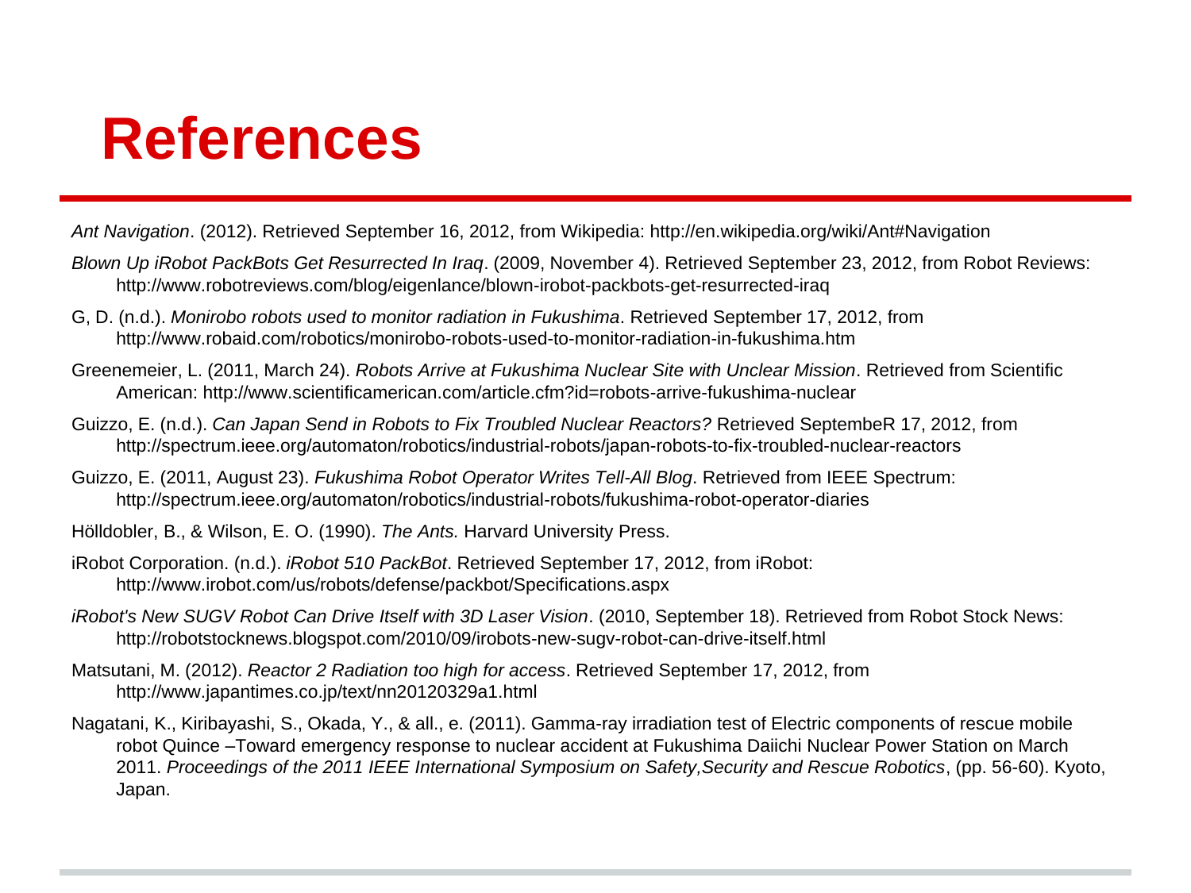# References

*Ant Navigation*. (2012). Retrieved September 16, 2012, from Wikipedia: http://en.wikipedia.org/wiki/Ant#Navigation

*Blown Up iRobot PackBots Get Resurrected In Iraq*. (2009, November 4). Retrieved September 23, 2012, from Robot Reviews: http://www.robotreviews.com/blog/eigenlance/blown-irobot-packbots-get-resurrected-iraq

G, D. (n.d.). *Monirobo robots used to monitor radiation in Fukushima*. Retrieved September 17, 2012, from http://www.robaid.com/robotics/monirobo-robots-used-to-monitor-radiation-in-fukushima.htm

Greenemeier, L. (2011, March 24). *Robots Arrive at Fukushima Nuclear Site with Unclear Mission*. Retrieved from Scientific American: http://www.scientificamerican.com/article.cfm?id=robots-arrive-fukushima-nuclear

Guizzo, E. (n.d.). *Can Japan Send in Robots to Fix Troubled Nuclear Reactors?* Retrieved SeptembeR 17, 2012, from http://spectrum.ieee.org/automaton/robotics/industrial-robots/japan-robots-to-fix-troubled-nuclear-reactors

Guizzo, E. (2011, August 23). *Fukushima Robot Operator Writes Tell-All Blog*. Retrieved from IEEE Spectrum: http://spectrum.ieee.org/automaton/robotics/industrial-robots/fukushima-robot-operator-diaries

Hölldobler, B., & Wilson, E. O. (1990). *The Ants.* Harvard University Press.

iRobot Corporation. (n.d.). *iRobot 510 PackBot*. Retrieved September 17, 2012, from iRobot: http://www.irobot.com/us/robots/defense/packbot/Specifications.aspx

*iRobot's New SUGV Robot Can Drive Itself with 3D Laser Vision*. (2010, September 18). Retrieved from Robot Stock News: http://robotstocknews.blogspot.com/2010/09/irobots-new-sugv-robot-can-drive-itself.html

Matsutani, M. (2012). *Reactor 2 Radiation too high for access*. Retrieved September 17, 2012, from http://www.japantimes.co.jp/text/nn20120329a1.html

Nagatani, K., Kiribayashi, S., Okada, Y., & all., e. (2011). Gamma-ray irradiation test of Electric components of rescue mobile robot Quince –Toward emergency response to nuclear accident at Fukushima Daiichi Nuclear Power Station on March 2011. *Proceedings of the 2011 IEEE International Symposium on Safety,Security and Rescue Robotics*, (pp. 56-60). Kyoto, Japan.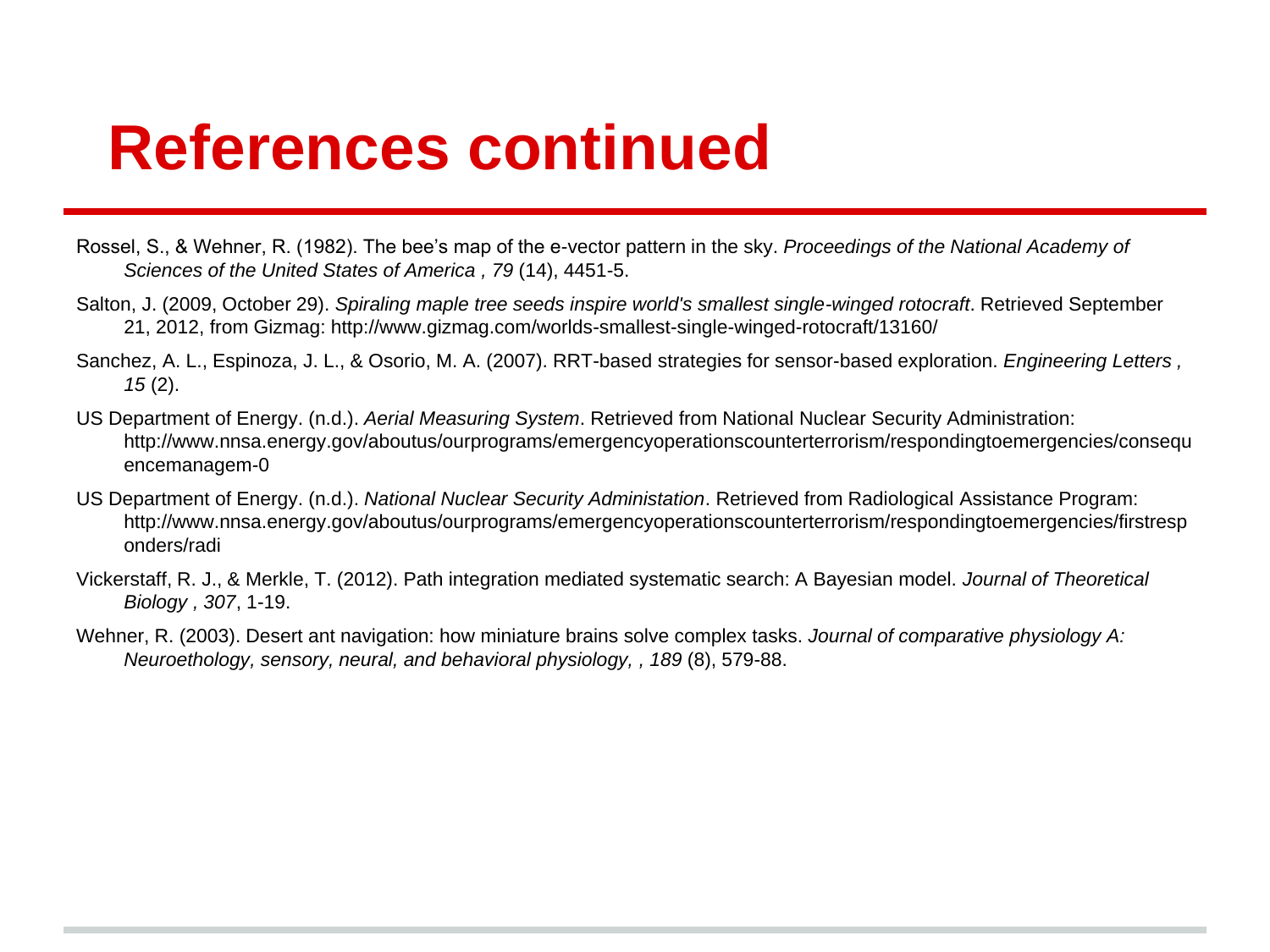# References continued

Rossel, S., & Wehner, R. (1982). The bee's map of the e-vector pattern in the sky. *Proceedings of the National Academy of Sciences of the United States of America , 79* (14), 4451-5.

Salton, J. (2009, October 29). *Spiraling maple tree seeds inspire world's smallest single-winged rotocraft*. Retrieved September 21, 2012, from Gizmag: http://www.gizmag.com/worlds-smallest-single-winged-rotocraft/13160/

Sanchez, A. L., Espinoza, J. L., & Osorio, M. A. (2007). RRT-based strategies for sensor-based exploration. *Engineering Letters , 15* (2).

US Department of Energy. (n.d.). *Aerial Measuring System*. Retrieved from National Nuclear Security Administration: http://www.nnsa.energy.gov/aboutus/ourprograms/emergencyoperationscounterterrorism/respondingtoemergencies/consequencemanagem-0

US Department of Energy. (n.d.). *National Nuclear Security Administation*. Retrieved from Radiological Assistance Program: http://www.nnsa.energy.gov/aboutus/ourprograms/emergencyoperationscounterterrorism/respondingtoemergencies/firstresponders/radi

Vickerstaff, R. J., & Merkle, T. (2012). Path integration mediated systematic search: A Bayesian model. *Journal of Theoretical Biology , 307*, 1-19.

Wehner, R. (2003). Desert ant navigation: how miniature brains solve complex tasks. *Journal of comparative physiology A: Neuroethology, sensory, neural, and behavioral physiology, , 189* (8), 579-88.